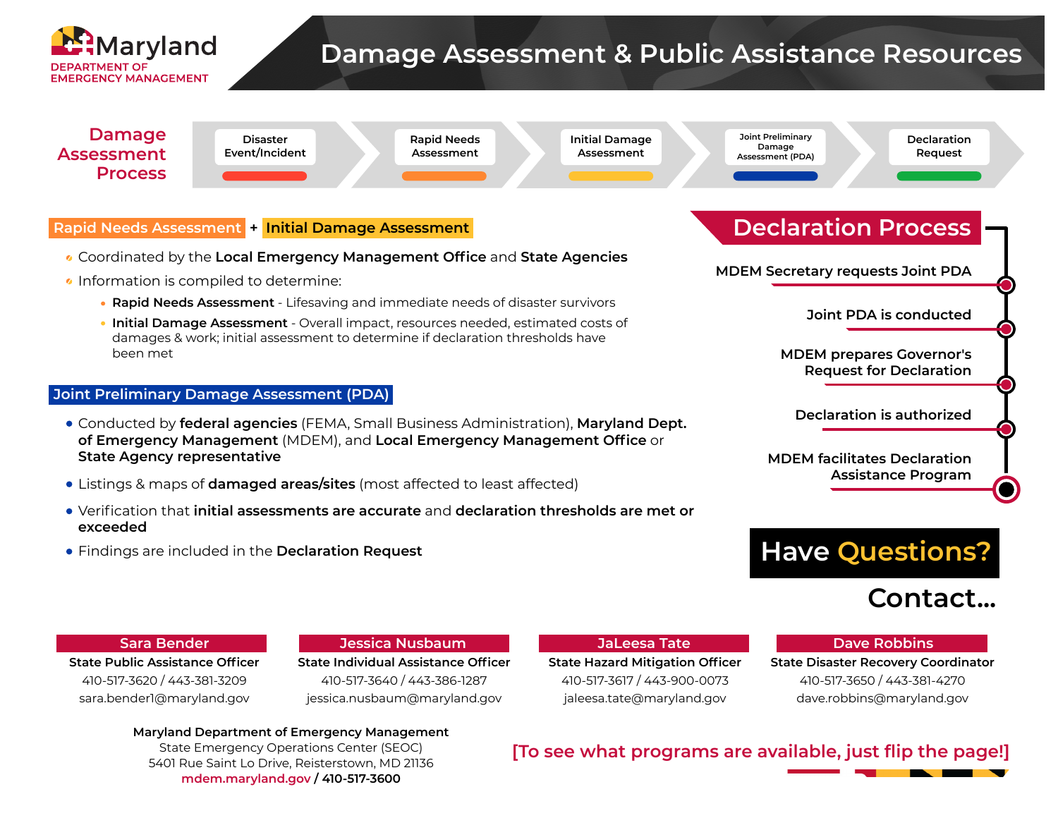Maryland
DEPARTMENT OF
EMERGENCY MANAGEMENT

# Damage Assessment & Public Assistance Resources

## Damage Assessment Process

Disaster Event/Incident → Rapid Needs Assessment → Initial Damage Assessment → Joint Preliminary Damage Assessment (PDA) → Declaration Request

### Rapid Needs Assessment + Initial Damage Assessment

- Coordinated by the **Local Emergency Management Office** and **State Agencies**
- Information is compiled to determine:
  - **Rapid Needs Assessment** - Lifesaving and immediate needs of disaster survivors
  - **Initial Damage Assessment** - Overall impact, resources needed, estimated costs of damages & work; initial assessment to determine if declaration thresholds have been met

### Joint Preliminary Damage Assessment (PDA)

- Conducted by **federal agencies** (FEMA, Small Business Administration), **Maryland Dept. of Emergency Management** (MDEM), and **Local Emergency Management Office** or **State Agency representative**
- Listings & maps of **damaged areas/sites** (most affected to least affected)
- Verification that **initial assessments are accurate** and **declaration thresholds are met or exceeded**
- Findings are included in the **Declaration Request**

## Declaration Process

1. **MDEM Secretary requests Joint PDA**
2. **Joint PDA is conducted**
3. **MDEM prepares Governor's Request for Declaration**
4. **Declaration is authorized**
5. **MDEM facilitates Declaration Assistance Program**

## Have Questions?

### Contact...

**Sara Bender**
**State Public Assistance Officer**
410-517-3620 / 443-381-3209
sara.bender1@maryland.gov

**Jessica Nusbaum**
**State Individual Assistance Officer**
410-517-3640 / 443-386-1287
jessica.nusbaum@maryland.gov

**JaLeesa Tate**
**State Hazard Mitigation Officer**
410-517-3617 / 443-900-0073
jaleesa.tate@maryland.gov

**Dave Robbins**
**State Disaster Recovery Coordinator**
410-517-3650 / 443-381-4270
dave.robbins@maryland.gov

**Maryland Department of Emergency Management**
State Emergency Operations Center (SEOC)
5401 Rue Saint Lo Drive, Reisterstown, MD 21136
**mdem.maryland.gov / 410-517-3600**

[To see what programs are available, just flip the page!]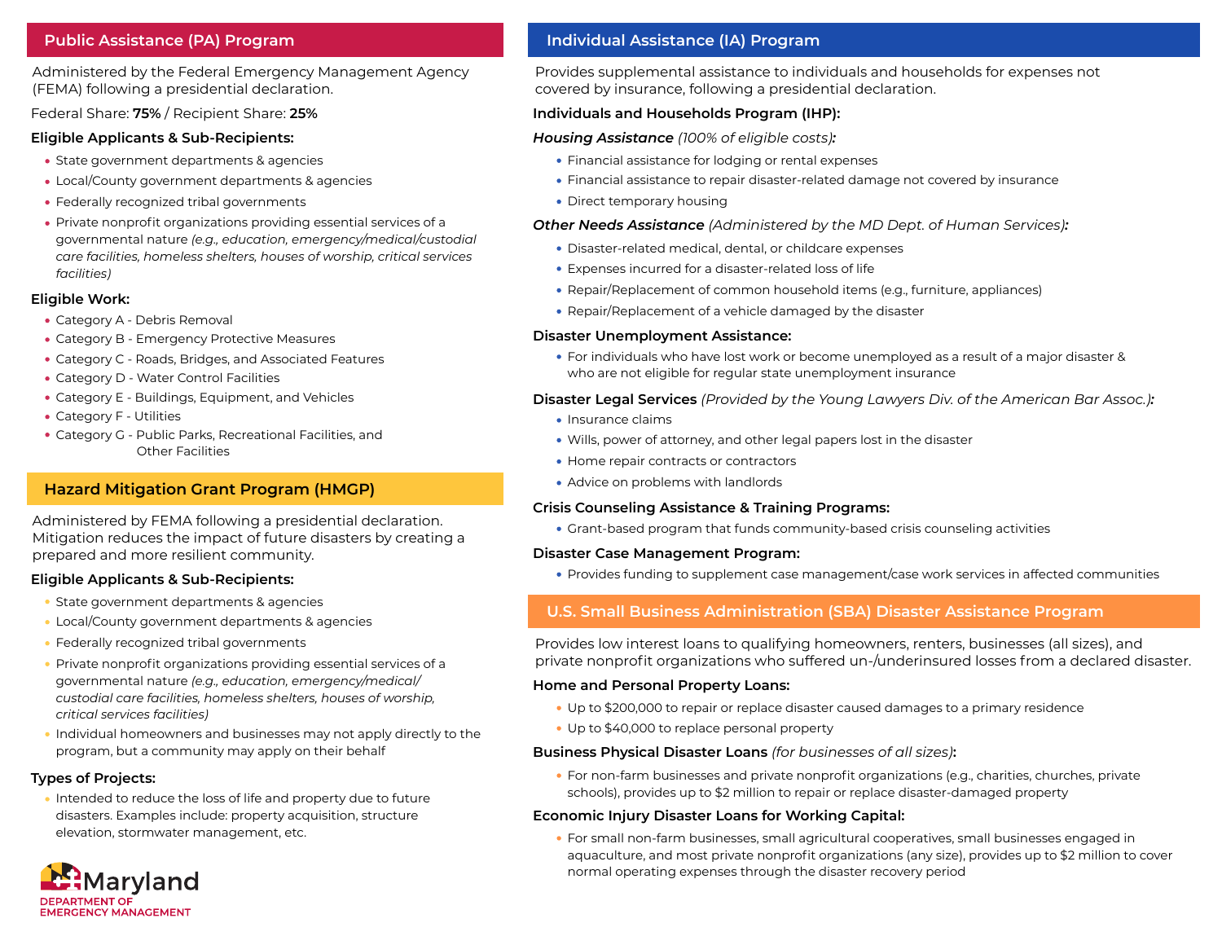## Public Assistance (PA) Program

Administered by the Federal Emergency Management Agency (FEMA) following a presidential declaration.

Federal Share: **75%** / Recipient Share: **25%**

**Eligible Applicants & Sub-Recipients:**

- State government departments & agencies
- Local/County government departments & agencies
- Federally recognized tribal governments
- Private nonprofit organizations providing essential services of a governmental nature *(e.g., education, emergency/medical/custodial care facilities, homeless shelters, houses of worship, critical services facilities)*

**Eligible Work:**

- Category A - Debris Removal
- Category B - Emergency Protective Measures
- Category C - Roads, Bridges, and Associated Features
- Category D - Water Control Facilities
- Category E - Buildings, Equipment, and Vehicles
- Category F - Utilities
- Category G - Public Parks, Recreational Facilities, and Other Facilities

## Hazard Mitigation Grant Program (HMGP)

Administered by FEMA following a presidential declaration. Mitigation reduces the impact of future disasters by creating a prepared and more resilient community.

**Eligible Applicants & Sub-Recipients:**

- State government departments & agencies
- Local/County government departments & agencies
- Federally recognized tribal governments
- Private nonprofit organizations providing essential services of a governmental nature *(e.g., education, emergency/medical/custodial care facilities, homeless shelters, houses of worship, critical services facilities)*
- Individual homeowners and businesses may not apply directly to the program, but a community may apply on their behalf

**Types of Projects:**

- Intended to reduce the loss of life and property due to future disasters. Examples include: property acquisition, structure elevation, stormwater management, etc.

Maryland
DEPARTMENT OF EMERGENCY MANAGEMENT

## Individual Assistance (IA) Program

Provides supplemental assistance to individuals and households for expenses not covered by insurance, following a presidential declaration.

**Individuals and Households Program (IHP):**

***Housing Assistance** (100% of eligible costs):*

- Financial assistance for lodging or rental expenses
- Financial assistance to repair disaster-related damage not covered by insurance
- Direct temporary housing

***Other Needs Assistance** (Administered by the MD Dept. of Human Services):*

- Disaster-related medical, dental, or childcare expenses
- Expenses incurred for a disaster-related loss of life
- Repair/Replacement of common household items (e.g., furniture, appliances)
- Repair/Replacement of a vehicle damaged by the disaster

**Disaster Unemployment Assistance:**

- For individuals who have lost work or become unemployed as a result of a major disaster & who are not eligible for regular state unemployment insurance

**Disaster Legal Services** *(Provided by the Young Lawyers Div. of the American Bar Assoc.)***:**

- Insurance claims
- Wills, power of attorney, and other legal papers lost in the disaster
- Home repair contracts or contractors
- Advice on problems with landlords

**Crisis Counseling Assistance & Training Programs:**

- Grant-based program that funds community-based crisis counseling activities

**Disaster Case Management Program:**

- Provides funding to supplement case management/case work services in affected communities

## U.S. Small Business Administration (SBA) Disaster Assistance Program

Provides low interest loans to qualifying homeowners, renters, businesses (all sizes), and private nonprofit organizations who suffered un-/underinsured losses from a declared disaster.

**Home and Personal Property Loans:**

- Up to $200,000 to repair or replace disaster caused damages to a primary residence
- Up to $40,000 to replace personal property

**Business Physical Disaster Loans** *(for businesses of all sizes)***:**

- For non-farm businesses and private nonprofit organizations (e.g., charities, churches, private schools), provides up to $2 million to repair or replace disaster-damaged property

**Economic Injury Disaster Loans for Working Capital:**

- For small non-farm businesses, small agricultural cooperatives, small businesses engaged in aquaculture, and most private nonprofit organizations (any size), provides up to $2 million to cover normal operating expenses through the disaster recovery period